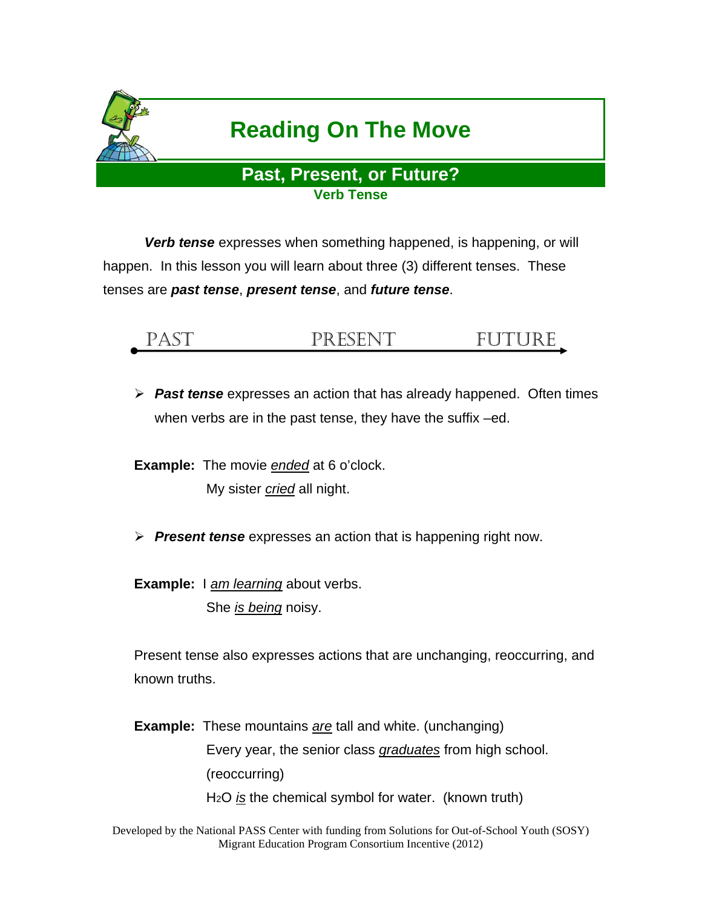# Reading On The Move

## Past, Present, or Future?

### Verb Tense

***Verb tense*** expresses when something happened, is happening, or will happen. In this lesson you will learn about three (3) different tenses. These tenses are ***past tense***, ***present tense***, and ***future tense***.

PAST — PRESENT — FUTURE

- ***Past tense*** expresses an action that has already happened. Often times when verbs are in the past tense, they have the suffix –ed.

**Example:** The movie *ended* at 6 o'clock.
My sister *cried* all night.

- ***Present tense*** expresses an action that is happening right now.

**Example:** I *am learning* about verbs.
She *is being* noisy.

Present tense also expresses actions that are unchanging, reoccurring, and known truths.

**Example:** These mountains *are* tall and white. (unchanging)
Every year, the senior class *graduates* from high school. (reoccurring)
$H_2O$ *is* the chemical symbol for water. (known truth)

Developed by the National PASS Center with funding from Solutions for Out-of-School Youth (SOSY) Migrant Education Program Consortium Incentive (2012)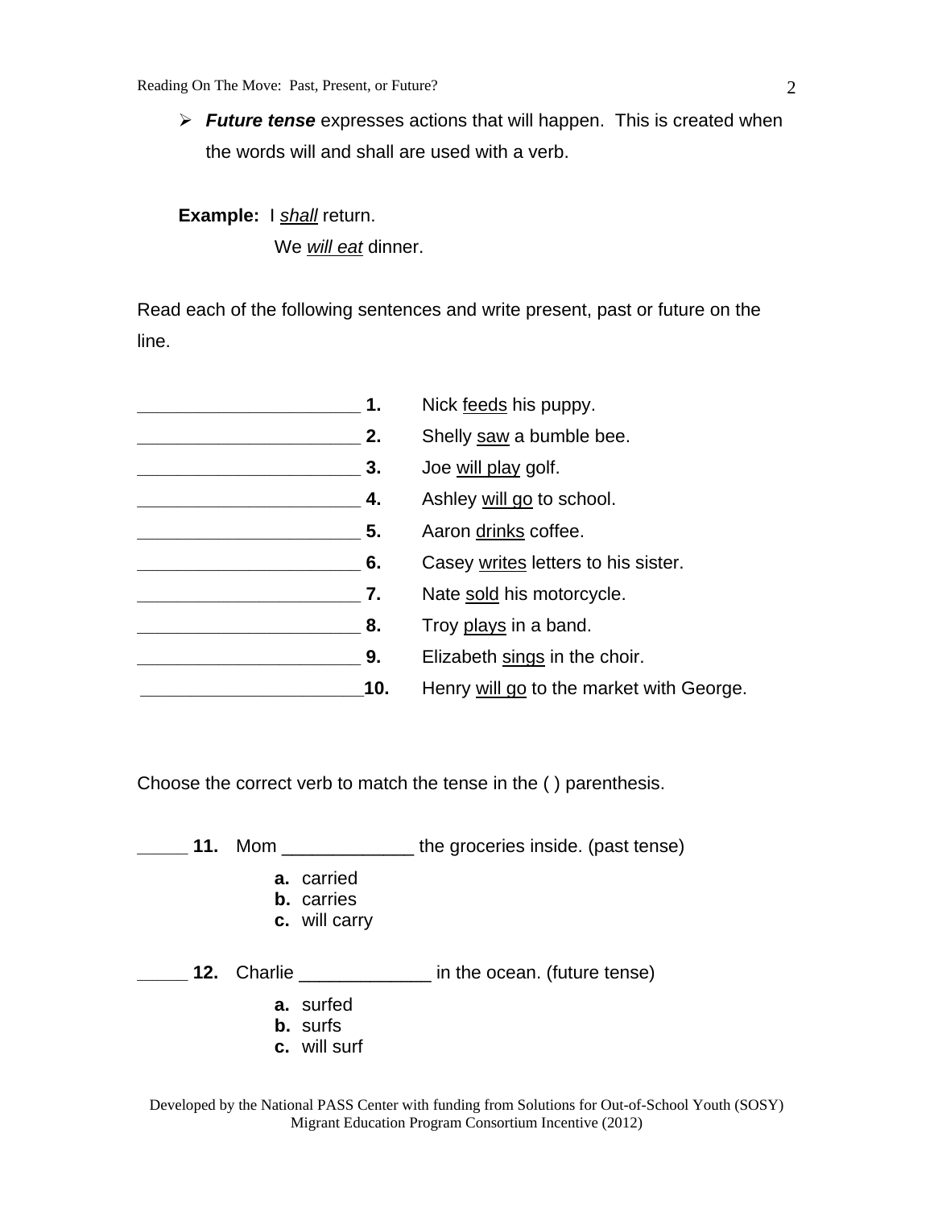- ***Future tense*** expresses actions that will happen. This is created when the words will and shall are used with a verb.

**Example:** I *shall* return.
We *will eat* dinner.

Read each of the following sentences and write present, past or future on the line.

_______________________ **1.** Nick feeds his puppy.
_______________________ **2.** Shelly saw a bumble bee.
_______________________ **3.** Joe will play golf.
_______________________ **4.** Ashley will go to school.
_______________________ **5.** Aaron drinks coffee.
_______________________ **6.** Casey writes letters to his sister.
_______________________ **7.** Nate sold his motorcycle.
_______________________ **8.** Troy plays in a band.
_______________________ **9.** Elizabeth sings in the choir.
_______________________ **10.** Henry will go to the market with George.

Choose the correct verb to match the tense in the ( ) parenthesis.

_____ **11.** Mom _____________ the groceries inside. (past tense)

- **a.** carried
- **b.** carries
- **c.** will carry

_____ **12.** Charlie _____________ in the ocean. (future tense)

- **a.** surfed
- **b.** surfs
- **c.** will surf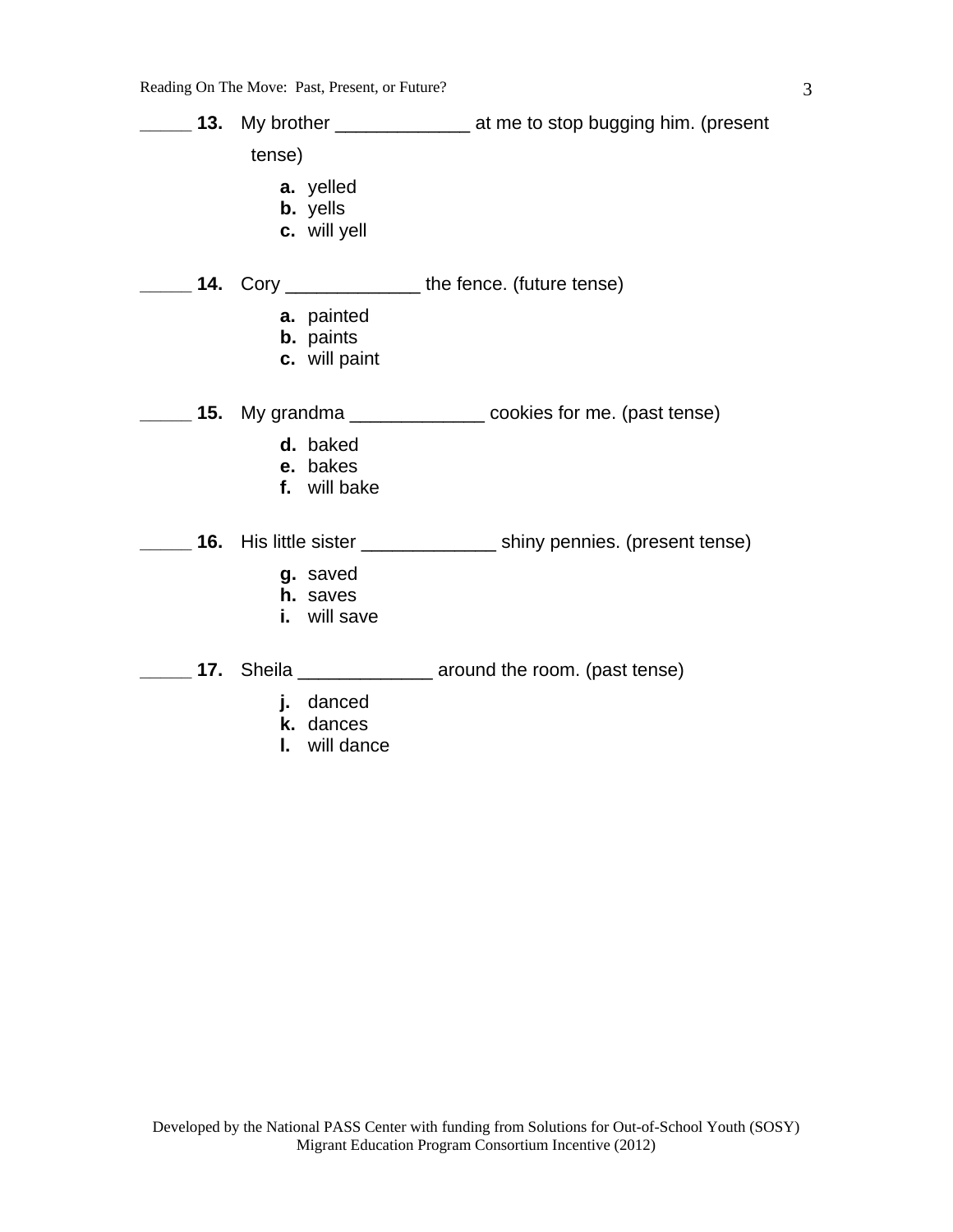_____ **13.** My brother _____________ at me to stop bugging him. (present tense)

**a.** yelled
**b.** yells
**c.** will yell

_____ **14.** Cory _____________ the fence. (future tense)

**a.** painted
**b.** paints
**c.** will paint

_____ **15.** My grandma _____________ cookies for me. (past tense)

**d.** baked
**e.** bakes
**f.** will bake

_____ **16.** His little sister _____________ shiny pennies. (present tense)

**g.** saved
**h.** saves
**i.** will save

_____ **17.** Sheila _____________ around the room. (past tense)

**j.** danced
**k.** dances
**l.** will dance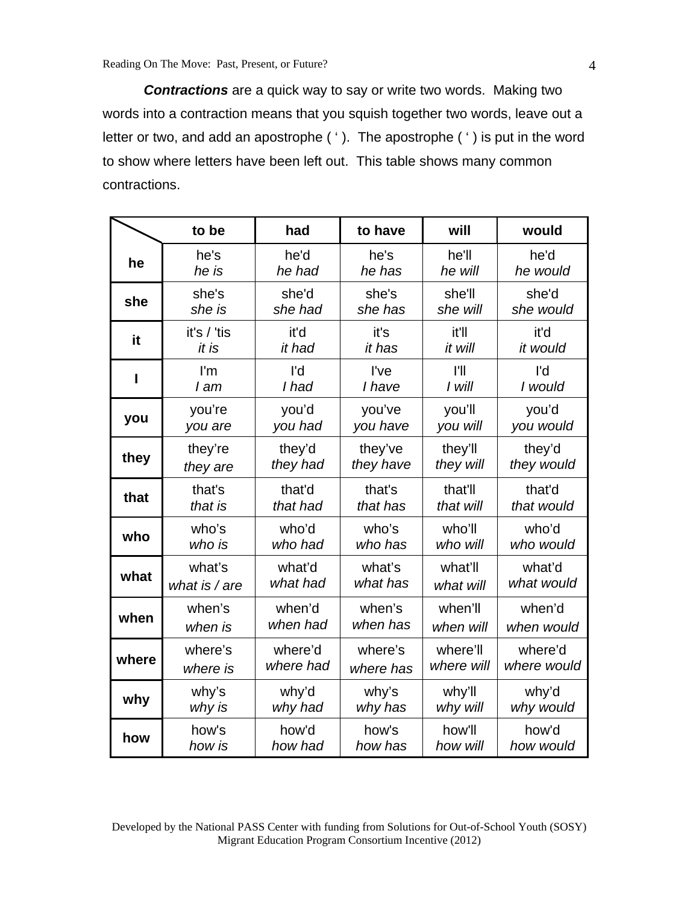***Contractions*** are a quick way to say or write two words. Making two words into a contraction means that you squish together two words, leave out a letter or two, and add an apostrophe ( ' ). The apostrophe ( ' ) is put in the word to show where letters have been left out. This table shows many common contractions.

| | to be | had | to have | will | would |
|---|---|---|---|---|---|
| **he** | he's<br>*he is* | he'd<br>*he had* | he's<br>*he has* | he'll<br>*he will* | he'd<br>*he would* |
| **she** | she's<br>*she is* | she'd<br>*she had* | she's<br>*she has* | she'll<br>*she will* | she'd<br>*she would* |
| **it** | it's / 'tis<br>*it is* | it'd<br>*it had* | it's<br>*it has* | it'll<br>*it will* | it'd<br>*it would* |
| **I** | I'm<br>*I am* | I'd<br>*I had* | I've<br>*I have* | I'll<br>*I will* | I'd<br>*I would* |
| **you** | you're<br>*you are* | you'd<br>*you had* | you've<br>*you have* | you'll<br>*you will* | you'd<br>*you would* |
| **they** | they're<br>*they are* | they'd<br>*they had* | they've<br>*they have* | they'll<br>*they will* | they'd<br>*they would* |
| **that** | that's<br>*that is* | that'd<br>*that had* | that's<br>*that has* | that'll<br>*that will* | that'd<br>*that would* |
| **who** | who's<br>*who is* | who'd<br>*who had* | who's<br>*who has* | who'll<br>*who will* | who'd<br>*who would* |
| **what** | what's<br>*what is / are* | what'd<br>*what had* | what's<br>*what has* | what'll<br>*what will* | what'd<br>*what would* |
| **when** | when's<br>*when is* | when'd<br>*when had* | when's<br>*when has* | when'll<br>*when will* | when'd<br>*when would* |
| **where** | where's<br>*where is* | where'd<br>*where had* | where's<br>*where has* | where'll<br>*where will* | where'd<br>*where would* |
| **why** | why's<br>*why is* | why'd<br>*why had* | why's<br>*why has* | why'll<br>*why will* | why'd<br>*why would* |
| **how** | how's<br>*how is* | how'd<br>*how had* | how's<br>*how has* | how'll<br>*how will* | how'd<br>*how would* |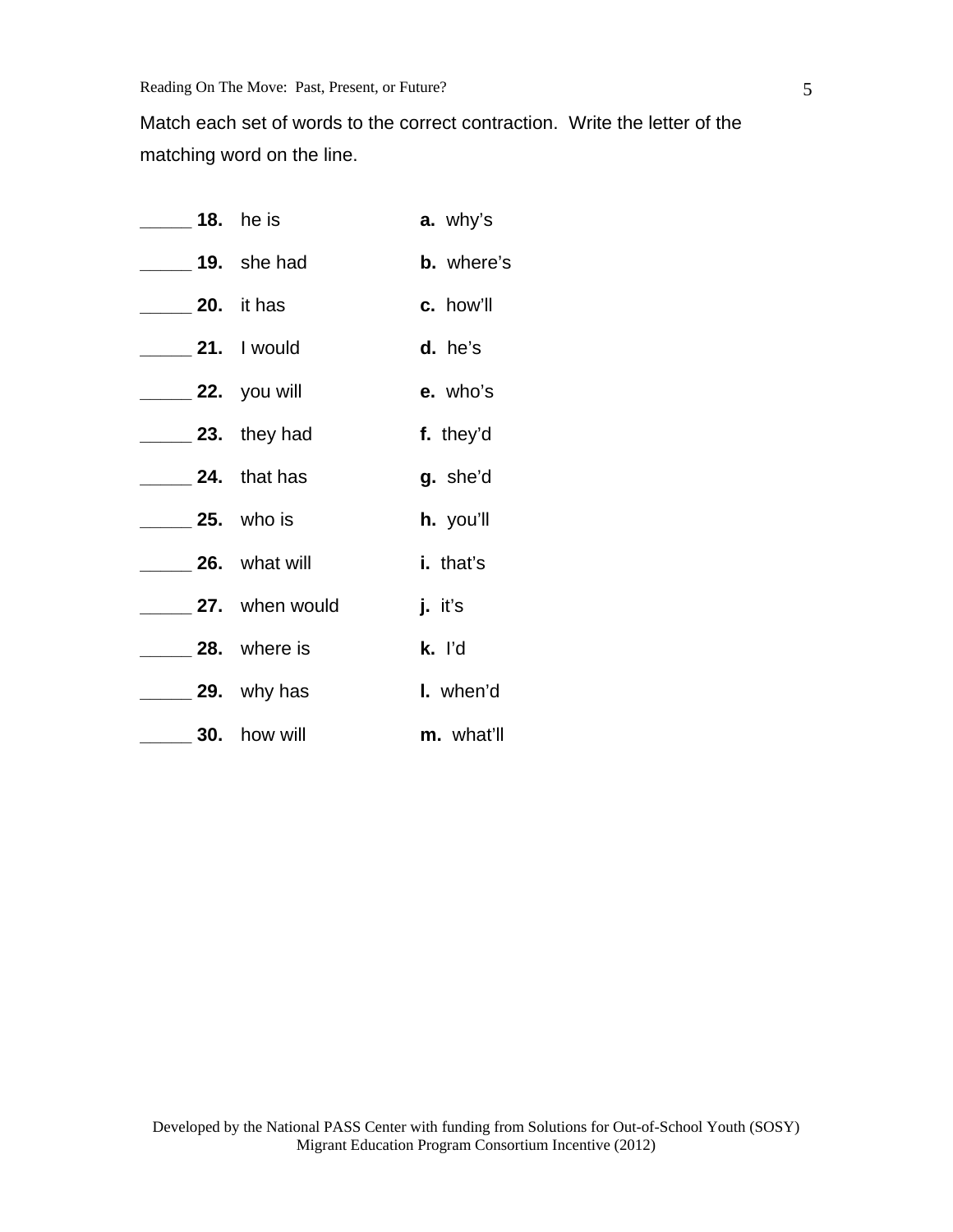Match each set of words to the correct contraction. Write the letter of the matching word on the line.

_____ **18.** he is **a.** why's

_____ **19.** she had **b.** where's

_____ **20.** it has **c.** how'll

_____ **21.** I would **d.** he's

_____ **22.** you will **e.** who's

_____ **23.** they had **f.** they'd

_____ **24.** that has **g.** she'd

_____ **25.** who is **h.** you'll

_____ **26.** what will **i.** that's

_____ **27.** when would **j.** it's

_____ **28.** where is **k.** I'd

_____ **29.** why has **l.** when'd

_____ **30.** how will **m.** what'll

Developed by the National PASS Center with funding from Solutions for Out-of-School Youth (SOSY) Migrant Education Program Consortium Incentive (2012)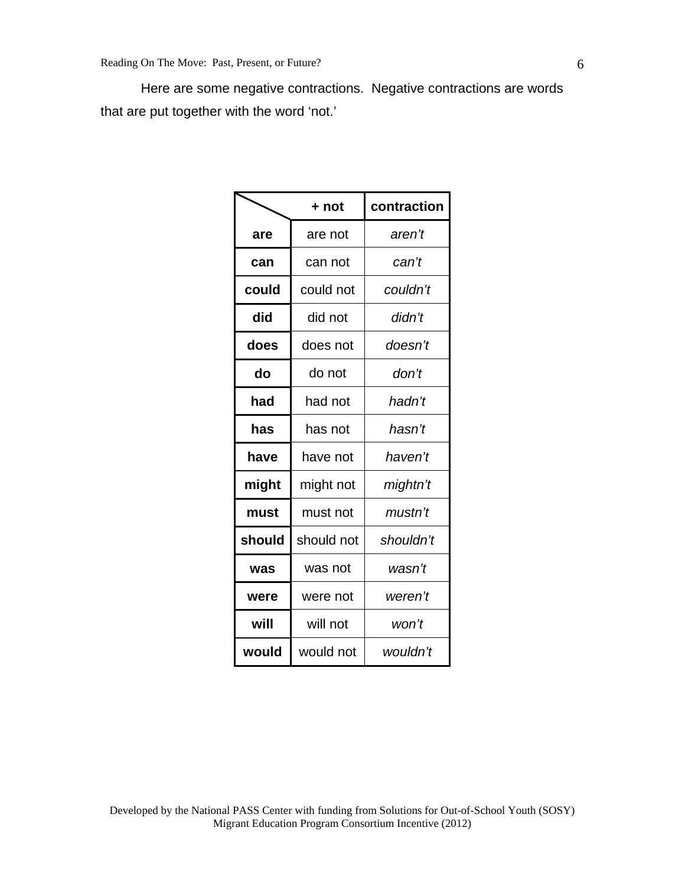Here are some negative contractions. Negative contractions are words that are put together with the word 'not.'

| | + not | contraction |
|---|---|---|
| **are** | are not | *aren't* |
| **can** | can not | *can't* |
| **could** | could not | *couldn't* |
| **did** | did not | *didn't* |
| **does** | does not | *doesn't* |
| **do** | do not | *don't* |
| **had** | had not | *hadn't* |
| **has** | has not | *hasn't* |
| **have** | have not | *haven't* |
| **might** | might not | *mightn't* |
| **must** | must not | *mustn't* |
| **should** | should not | *shouldn't* |
| **was** | was not | *wasn't* |
| **were** | were not | *weren't* |
| **will** | will not | *won't* |
| **would** | would not | *wouldn't* |

Developed by the National PASS Center with funding from Solutions for Out-of-School Youth (SOSY) Migrant Education Program Consortium Incentive (2012)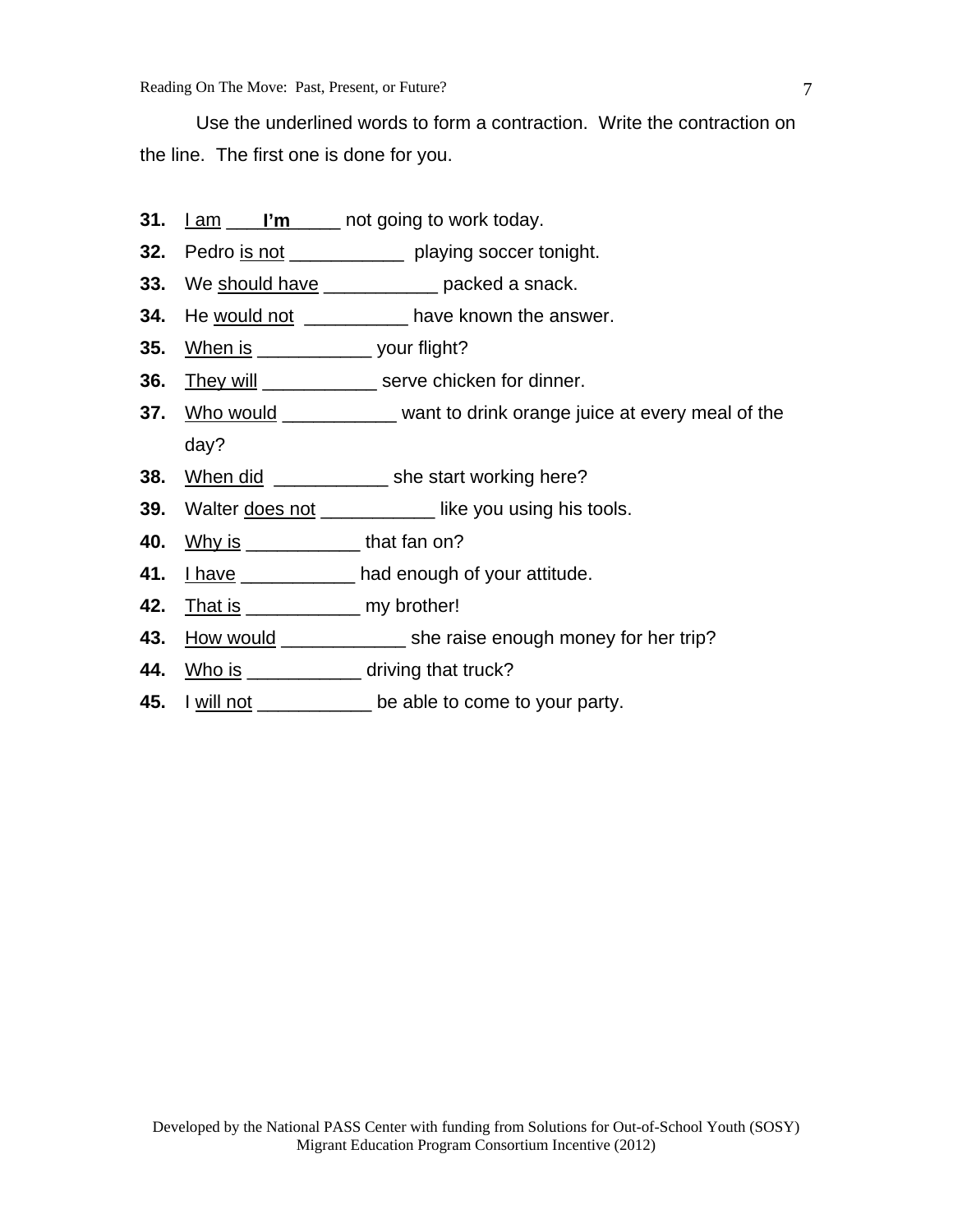Use the underlined words to form a contraction. Write the contraction on the line. The first one is done for you.

**31.** <u>I am</u> ___**I'm**_____ not going to work today.

**32.** Pedro <u>is not</u> ___________ playing soccer tonight.

**33.** We <u>should have</u> ___________ packed a snack.

**34.** He <u>would not</u> __________ have known the answer.

**35.** <u>When is</u> ___________ your flight?

**36.** <u>They will</u> ___________ serve chicken for dinner.

**37.** <u>Who would</u> ___________ want to drink orange juice at every meal of the day?

**38.** <u>When did</u> ___________ she start working here?

**39.** Walter <u>does not</u> ___________ like you using his tools.

**40.** <u>Why is</u> ___________ that fan on?

**41.** <u>I have</u> ___________ had enough of your attitude.

**42.** <u>That is</u> ___________ my brother!

**43.** <u>How would</u> ____________ she raise enough money for her trip?

**44.** <u>Who is</u> ___________ driving that truck?

**45.** I <u>will not</u> ___________ be able to come to your party.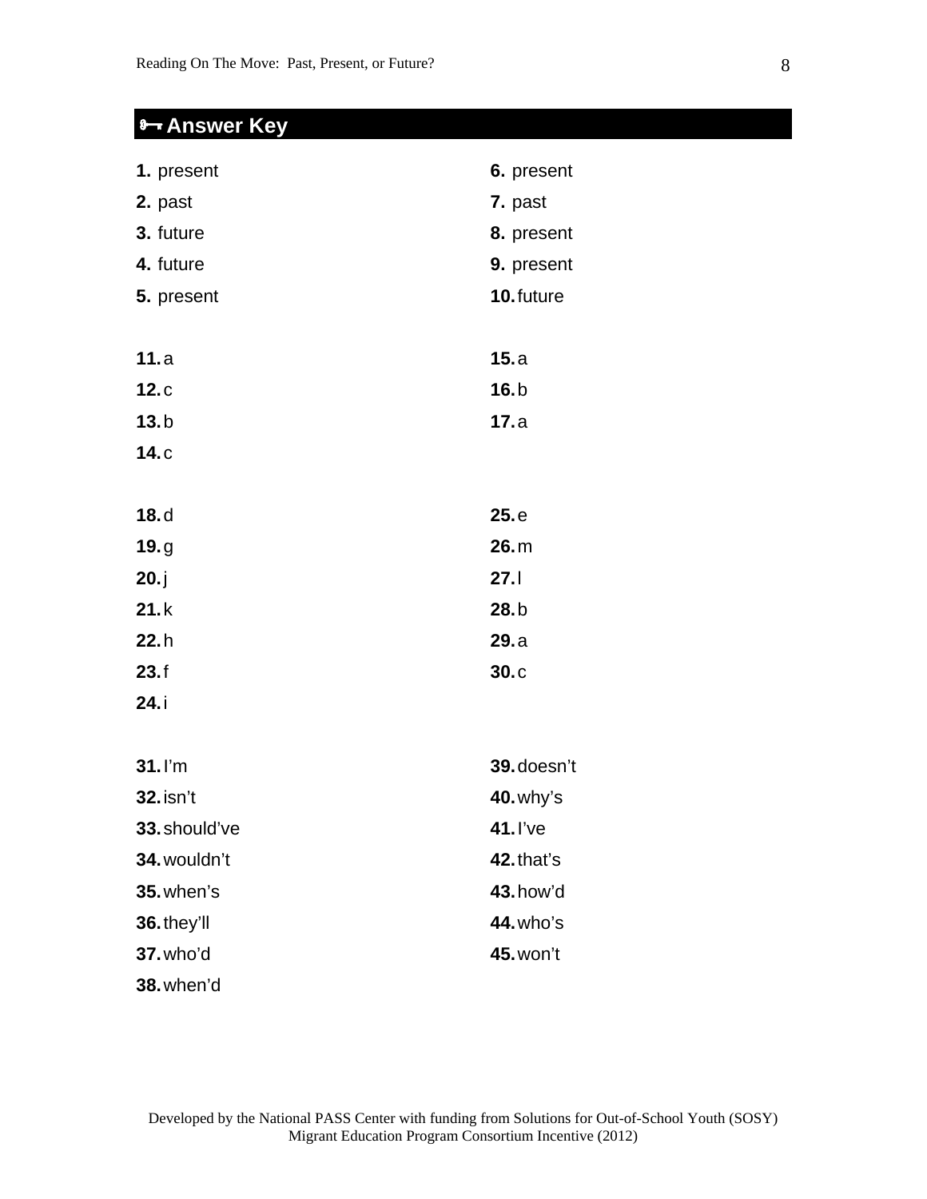## 🗝 Answer Key

**1.** present
**2.** past
**3.** future
**4.** future
**5.** present
**6.** present
**7.** past
**8.** present
**9.** present
**10.** future

**11.** a
**12.** c
**13.** b
**14.** c
**15.** a
**16.** b
**17.** a

**18.** d
**19.** g
**20.** j
**21.** k
**22.** h
**23.** f
**24.** i
**25.** e
**26.** m
**27.** l
**28.** b
**29.** a
**30.** c

**31.** I'm
**32.** isn't
**33.** should've
**34.** wouldn't
**35.** when's
**36.** they'll
**37.** who'd
**38.** when'd
**39.** doesn't
**40.** why's
**41.** I've
**42.** that's
**43.** how'd
**44.** who's
**45.** won't

Developed by the National PASS Center with funding from Solutions for Out-of-School Youth (SOSY) Migrant Education Program Consortium Incentive (2012)